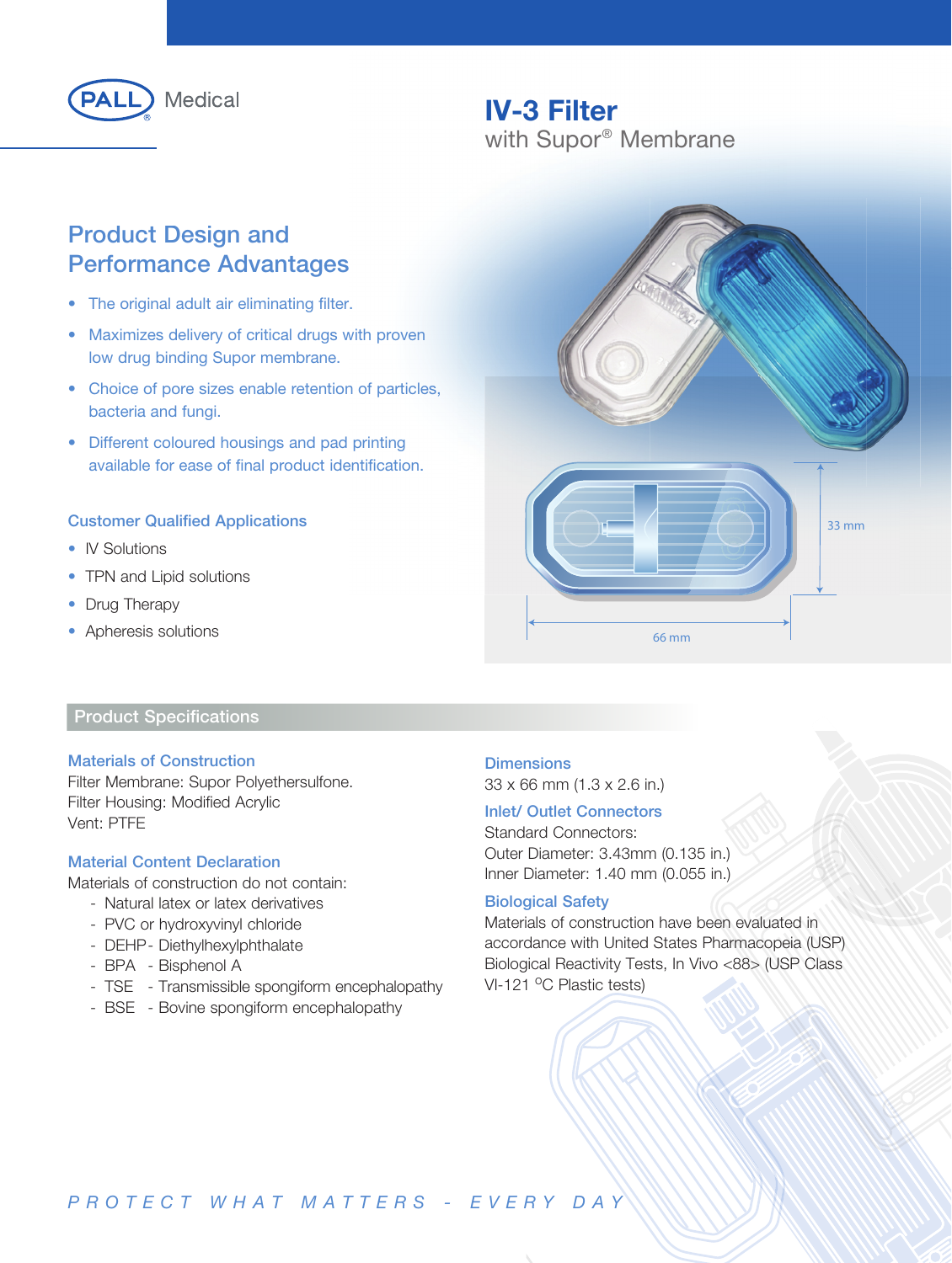PALL Medical

# IV-3 Filter

with Supor® Membrane

## Product Design and Performance Advantages

- The original adult air eliminating filter.
- Maximizes delivery of critical drugs with proven low drug binding Supor membrane.
- Choice of pore sizes enable retention of particles, bacteria and fungi.
- Different coloured housings and pad printing available for ease of final product identification.

### Customer Qualified Applications

- IV Solutions
- TPN and Lipid solutions
- Drug Therapy
- Apheresis solutions

33 mm

66 mm

## Product Specifications

### Materials of Construction

Filter Membrane: Supor Polyethersulfone.
Filter Housing: Modified Acrylic
Vent: PTFE

### Material Content Declaration

Materials of construction do not contain:

- Natural latex or latex derivatives
- PVC or hydroxyvinyl chloride
- DEHP - Diethylhexylphthalate
- BPA - Bisphenol A
- TSE - Transmissible spongiform encephalopathy
- BSE - Bovine spongiform encephalopathy

### Dimensions

33 x 66 mm (1.3 x 2.6 in.)

### Inlet/ Outlet Connectors

Standard Connectors:
Outer Diameter: 3.43mm (0.135 in.)
Inner Diameter: 1.40 mm (0.055 in.)

### Biological Safety

Materials of construction have been evaluated in accordance with United States Pharmacopeia (USP) Biological Reactivity Tests, In Vivo <88> (USP Class VI-121 °C Plastic tests)

*PROTECT WHAT MATTERS - EVERY DAY*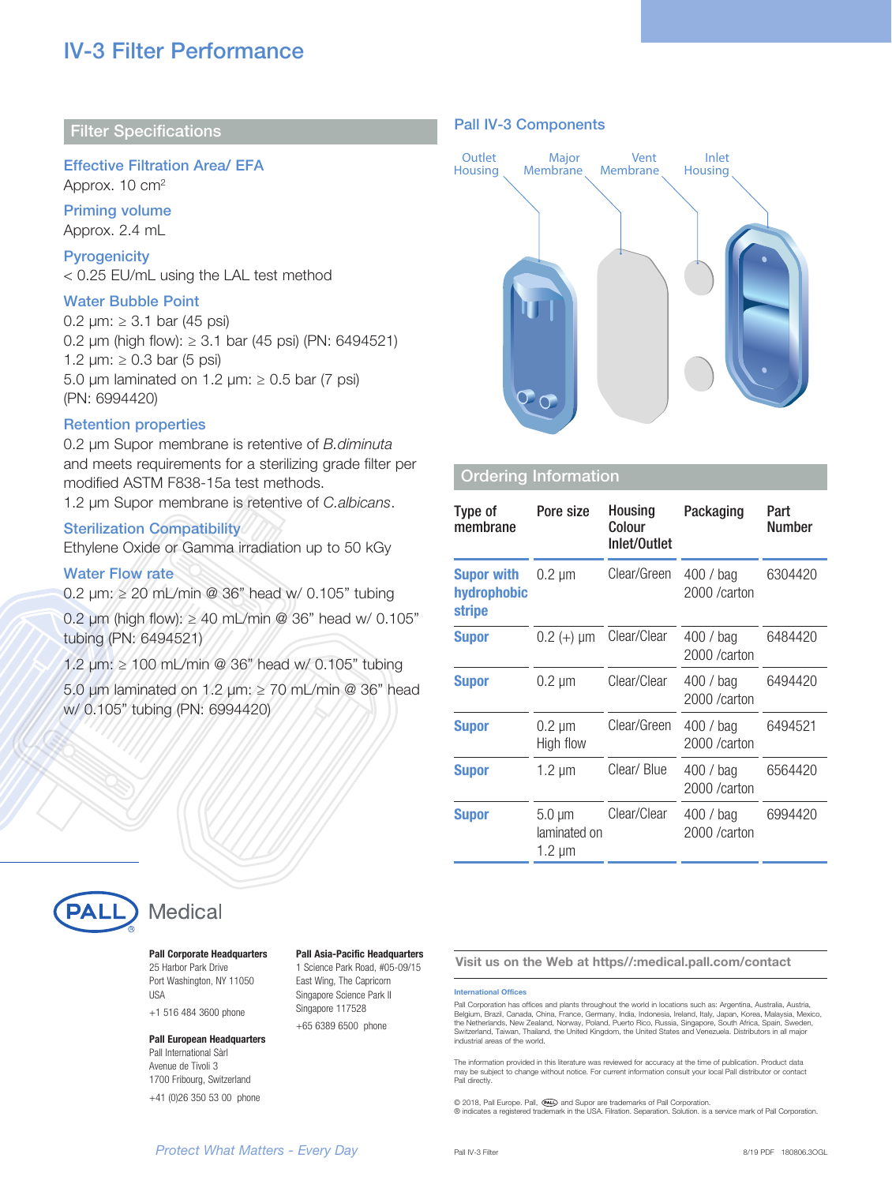# IV-3 Filter Performance

## Filter Specifications

### Effective Filtration Area/ EFA
Approx. 10 $cm^2$

### Priming volume
Approx. 2.4 mL

### Pyrogenicity
< 0.25 EU/mL using the LAL test method

### Water Bubble Point
0.2 µm: ≥ 3.1 bar (45 psi)
0.2 µm (high flow): ≥ 3.1 bar (45 psi) (PN: 6494521)
1.2 µm: ≥ 0.3 bar (5 psi)
5.0 µm laminated on 1.2 µm: ≥ 0.5 bar (7 psi)
(PN: 6994420)

### Retention properties
0.2 µm Supor membrane is retentive of *B.diminuta* and meets requirements for a sterilizing grade filter per modified ASTM F838-15a test methods.
1.2 µm Supor membrane is retentive of *C.albicans*.

### Sterilization Compatibility
Ethylene Oxide or Gamma irradiation up to 50 kGy

### Water Flow rate
0.2 µm: ≥ 20 mL/min @ 36" head w/ 0.105" tubing

0.2 µm (high flow): ≥ 40 mL/min @ 36" head w/ 0.105" tubing (PN: 6494521)

1.2 µm: ≥ 100 mL/min @ 36" head w/ 0.105" tubing

5.0 µm laminated on 1.2 µm: ≥ 70 mL/min @ 36" head w/ 0.105" tubing (PN: 6994420)

## Pall IV-3 Components

Outlet Housing
Major Membrane
Vent Membrane
Inlet Housing

## Ordering Information

| Type of membrane | Pore size | Housing Colour Inlet/Outlet | Packaging | Part Number |
|---|---|---|---|---|
| **Supor with hydrophobic stripe** | 0.2 µm | Clear/Green | 400 / bag 2000 /carton | 6304420 |
| **Supor** | 0.2 (+) µm | Clear/Clear | 400 / bag 2000 /carton | 6484420 |
| **Supor** | 0.2 µm | Clear/Clear | 400 / bag 2000 /carton | 6494420 |
| **Supor** | 0.2 µm High flow | Clear/Green | 400 / bag 2000 /carton | 6494521 |
| **Supor** | 1.2 µm | Clear/ Blue | 400 / bag 2000 /carton | 6564420 |
| **Supor** | 5.0 µm laminated on 1.2 µm | Clear/Clear | 400 / bag 2000 /carton | 6994420 |

PALL Medical

**Pall Corporate Headquarters**
25 Harbor Park Drive
Port Washington, NY 11050
USA
+1 516 484 3600 phone

**Pall European Headquarters**
Pall International Sàrl
Avenue de Tivoli 3
1700 Fribourg, Switzerland
+41 (0)26 350 53 00 phone

**Pall Asia-Pacific Headquarters**
1 Science Park Road, #05-09/15
East Wing, The Capricorn
Singapore Science Park II
Singapore 117528
+65 6389 6500 phone

**Visit us on the Web at https//:medical.pall.com/contact**

**International Offices**

Pall Corporation has offices and plants throughout the world in locations such as: Argentina, Australia, Austria, Belgium, Brazil, Canada, China, France, Germany, India, Indonesia, Ireland, Italy, Japan, Korea, Malaysia, Mexico, the Netherlands, New Zealand, Norway, Poland, Puerto Rico, Russia, Singapore, South Africa, Spain, Sweden, Switzerland, Taiwan, Thailand, the United Kingdom, the United States and Venezuela. Distributors in all major industrial areas of the world.

The information provided in this literature was reviewed for accuracy at the time of publication. Product data may be subject to change without notice. For current information consult your local Pall distributor or contact Pall directly.

© 2018, Pall Europe. Pall, PALL and Supor are trademarks of Pall Corporation.
® indicates a registered trademark in the USA. Filtration. Separation. Solution. is a service mark of Pall Corporation.

*Protect What Matters - Every Day*

Pall IV-3 Filter

8/19 PDF 180806.3OGL